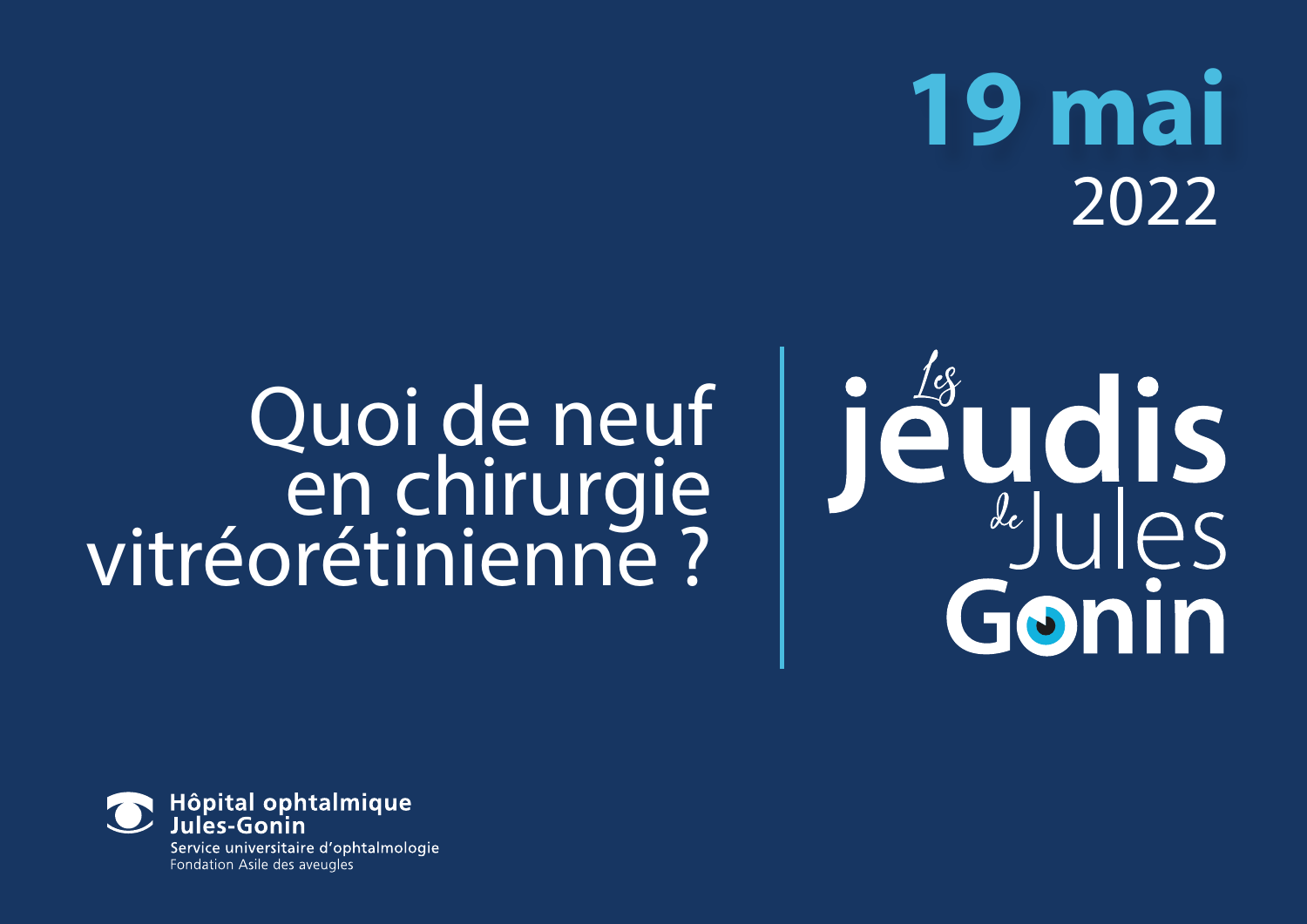# 19 mai
2022

# Quoi de neuf en chirurgie vitréorétinienne ?

**Les jeudis de Jules Gonin**

**Hôpital ophtalmique Jules-Gonin**
Service universitaire d'ophtalmologie
Fondation Asile des aveugles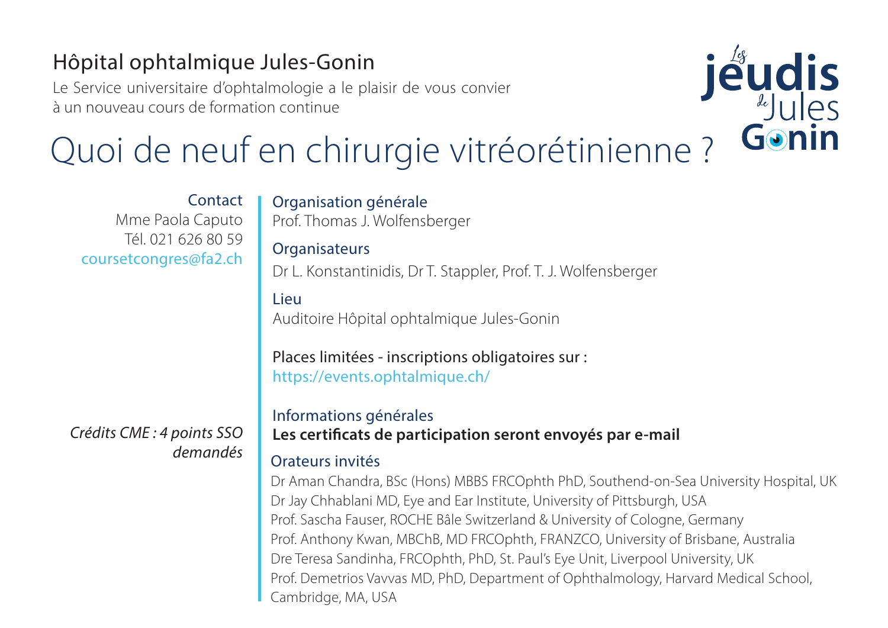## Hôpital ophtalmique Jules-Gonin

Le Service universitaire d'ophtalmologie a le plaisir de vous convier à un nouveau cours de formation continue

Les jeudis de Jules Gonin

# Quoi de neuf en chirurgie vitréorétinienne ?

**Contact**
Mme Paola Caputo
Tél. 021 626 80 59
coursetcongres@fa2.ch

*Crédits CME : 4 points SSO demandés*

**Organisation générale**
Prof. Thomas J. Wolfensberger

**Organisateurs**
Dr L. Konstantinidis, Dr T. Stappler, Prof. T. J. Wolfensberger

**Lieu**
Auditoire Hôpital ophtalmique Jules-Gonin

Places limitées - inscriptions obligatoires sur :
https://events.ophtalmique.ch/

**Informations générales**
**Les certificats de participation seront envoyés par e-mail**

**Orateurs invités**
Dr Aman Chandra, BSc (Hons) MBBS FRCOphth PhD, Southend-on-Sea University Hospital, UK
Dr Jay Chhablani MD, Eye and Ear Institute, University of Pittsburgh, USA
Prof. Sascha Fauser, ROCHE Bâle Switzerland & University of Cologne, Germany
Prof. Anthony Kwan, MBChB, MD FRCOphth, FRANZCO, University of Brisbane, Australia
Dre Teresa Sandinha, FRCOphth, PhD, St. Paul's Eye Unit, Liverpool University, UK
Prof. Demetrios Vavvas MD, PhD, Department of Ophthalmology, Harvard Medical School, Cambridge, MA, USA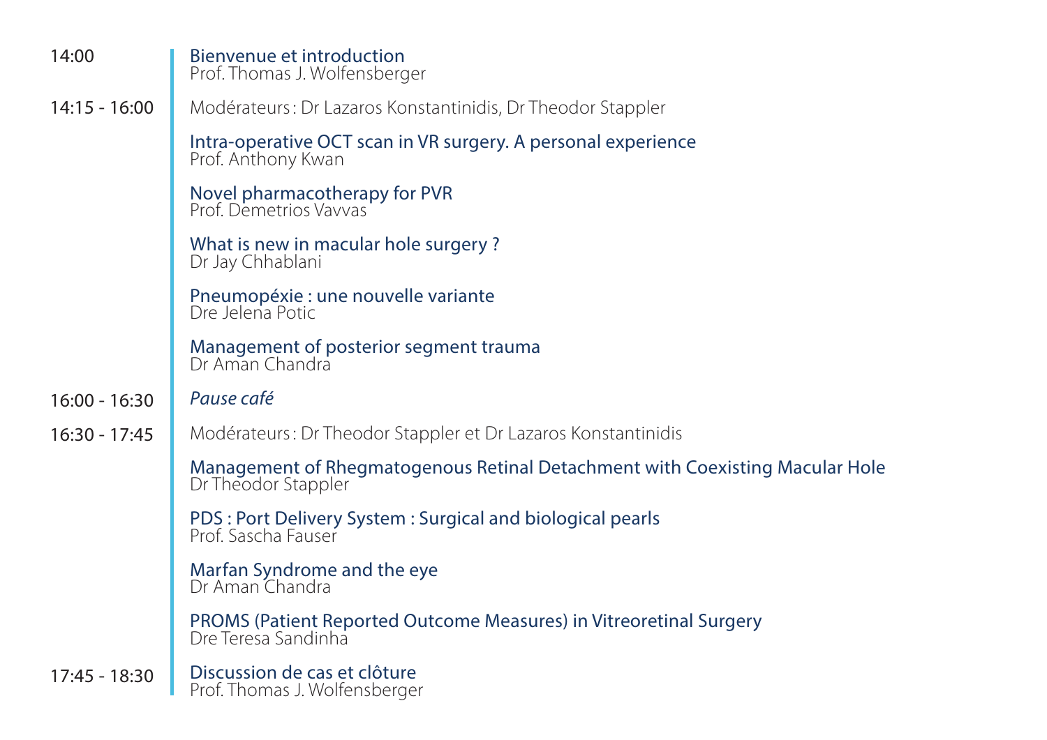**14:00**

**Bienvenue et introduction**
Prof. Thomas J. Wolfensberger

**14:15 - 16:00**

Modérateurs : Dr Lazaros Konstantinidis, Dr Theodor Stappler

**Intra-operative OCT scan in VR surgery. A personal experience**
Prof. Anthony Kwan

**Novel pharmacotherapy for PVR**
Prof. Demetrios Vavvas

**What is new in macular hole surgery ?**
Dr Jay Chhablani

**Pneumopéxie : une nouvelle variante**
Dre Jelena Potic

**Management of posterior segment trauma**
Dr Aman Chandra

**16:00 - 16:30**

*Pause café*

**16:30 - 17:45**

Modérateurs : Dr Theodor Stappler et Dr Lazaros Konstantinidis

**Management of Rhegmatogenous Retinal Detachment with Coexisting Macular Hole**
Dr Theodor Stappler

**PDS : Port Delivery System : Surgical and biological pearls**
Prof. Sascha Fauser

**Marfan Syndrome and the eye**
Dr Aman Chandra

**PROMS (Patient Reported Outcome Measures) in Vitreoretinal Surgery**
Dre Teresa Sandinha

**17:45 - 18:30**

**Discussion de cas et clôture**
Prof. Thomas J. Wolfensberger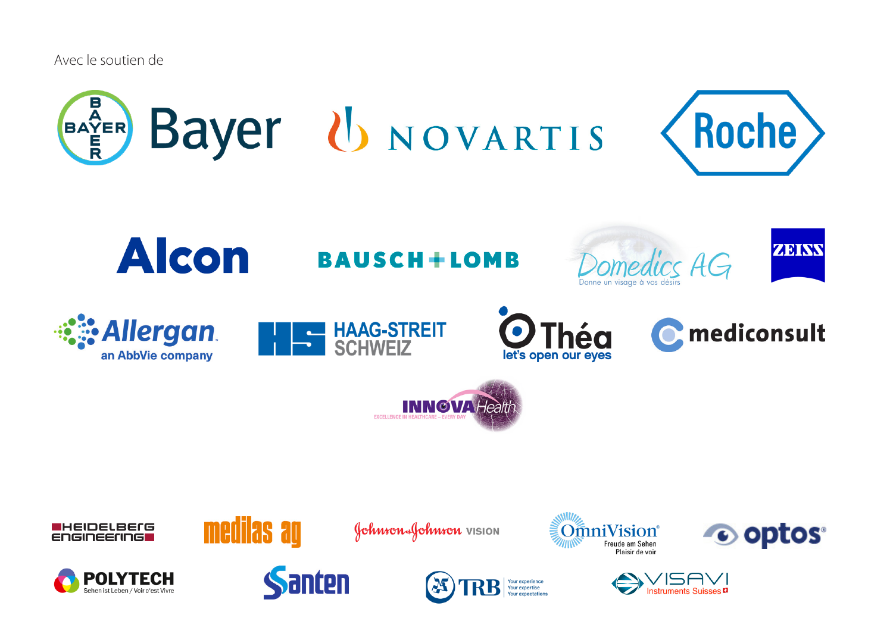Avec le soutien de

Bayer

NOVARTIS

Roche

Alcon

BAUSCH + LOMB

Domedics AG
Donne un visage à vos désirs

ZEISS

Allergan
an AbbVie company

HAAG-STREIT SCHWEIZ

Théa
let's open our eyes

mediconsult

INNOVA Health
EXCELLENCE IN HEALTHCARE – EVERY DAY

HEIDELBERG ENGINEERING

medilas ag

Johnson & Johnson VISION

OmniVision
Freude am Sehen
Plaisir de voir

optos

POLYTECH
Sehen ist Leben / Voir c'est Vivre

Santen

TRB
Your experience
Your expertise
Your expectations

VISAVI
Instruments Suisses